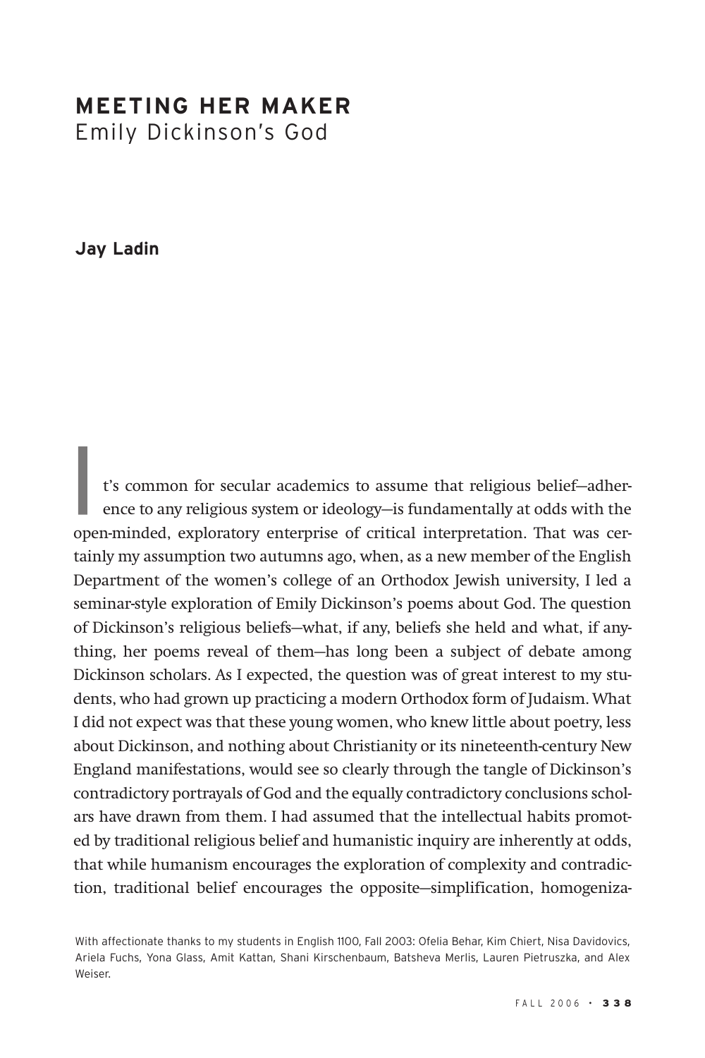# MEETING HER MAKER
## Emily Dickinson's God

**Jay Ladin**

It's common for secular academics to assume that religious belief—adherence to any religious system or ideology—is fundamentally at odds with the open-minded, exploratory enterprise of critical interpretation. That was certainly my assumption two autumns ago, when, as a new member of the English Department of the women's college of an Orthodox Jewish university, I led a seminar-style exploration of Emily Dickinson's poems about God. The question of Dickinson's religious beliefs—what, if any, beliefs she held and what, if anything, her poems reveal of them—has long been a subject of debate among Dickinson scholars. As I expected, the question was of great interest to my students, who had grown up practicing a modern Orthodox form of Judaism. What I did not expect was that these young women, who knew little about poetry, less about Dickinson, and nothing about Christianity or its nineteenth-century New England manifestations, would see so clearly through the tangle of Dickinson's contradictory portrayals of God and the equally contradictory conclusions scholars have drawn from them. I had assumed that the intellectual habits promoted by traditional religious belief and humanistic inquiry are inherently at odds, that while humanism encourages the exploration of complexity and contradiction, traditional belief encourages the opposite—simplification, homogeniza-

With affectionate thanks to my students in English 1100, Fall 2003: Ofelia Behar, Kim Chiert, Nisa Davidovics, Ariela Fuchs, Yona Glass, Amit Kattan, Shani Kirschenbaum, Batsheva Merlis, Lauren Pietruszka, and Alex Weiser.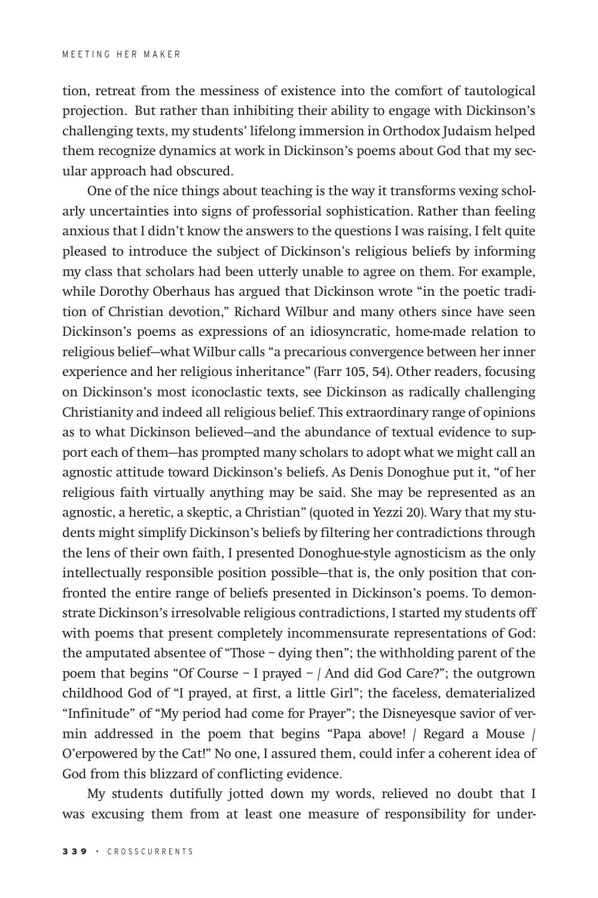tion, retreat from the messiness of existence into the comfort of tautological projection. But rather than inhibiting their ability to engage with Dickinson's challenging texts, my students' lifelong immersion in Orthodox Judaism helped them recognize dynamics at work in Dickinson's poems about God that my secular approach had obscured.

One of the nice things about teaching is the way it transforms vexing scholarly uncertainties into signs of professorial sophistication. Rather than feeling anxious that I didn't know the answers to the questions I was raising, I felt quite pleased to introduce the subject of Dickinson's religious beliefs by informing my class that scholars had been utterly unable to agree on them. For example, while Dorothy Oberhaus has argued that Dickinson wrote "in the poetic tradition of Christian devotion," Richard Wilbur and many others since have seen Dickinson's poems as expressions of an idiosyncratic, home-made relation to religious belief—what Wilbur calls "a precarious convergence between her inner experience and her religious inheritance" (Farr 105, 54). Other readers, focusing on Dickinson's most iconoclastic texts, see Dickinson as radically challenging Christianity and indeed all religious belief. This extraordinary range of opinions as to what Dickinson believed—and the abundance of textual evidence to support each of them—has prompted many scholars to adopt what we might call an agnostic attitude toward Dickinson's beliefs. As Denis Donoghue put it, "of her religious faith virtually anything may be said. She may be represented as an agnostic, a heretic, a skeptic, a Christian" (quoted in Yezzi 20). Wary that my students might simplify Dickinson's beliefs by filtering her contradictions through the lens of their own faith, I presented Donoghue-style agnosticism as the only intellectually responsible position possible—that is, the only position that confronted the entire range of beliefs presented in Dickinson's poems. To demonstrate Dickinson's irresolvable religious contradictions, I started my students off with poems that present completely incommensurate representations of God: the amputated absentee of "Those – dying then"; the withholding parent of the poem that begins "Of Course – I prayed – / And did God Care?"; the outgrown childhood God of "I prayed, at first, a little Girl"; the faceless, dematerialized "Infinitude" of "My period had come for Prayer"; the Disneyesque savior of vermin addressed in the poem that begins "Papa above! / Regard a Mouse / O'erpowered by the Cat!" No one, I assured them, could infer a coherent idea of God from this blizzard of conflicting evidence.

My students dutifully jotted down my words, relieved no doubt that I was excusing them from at least one measure of responsibility for under-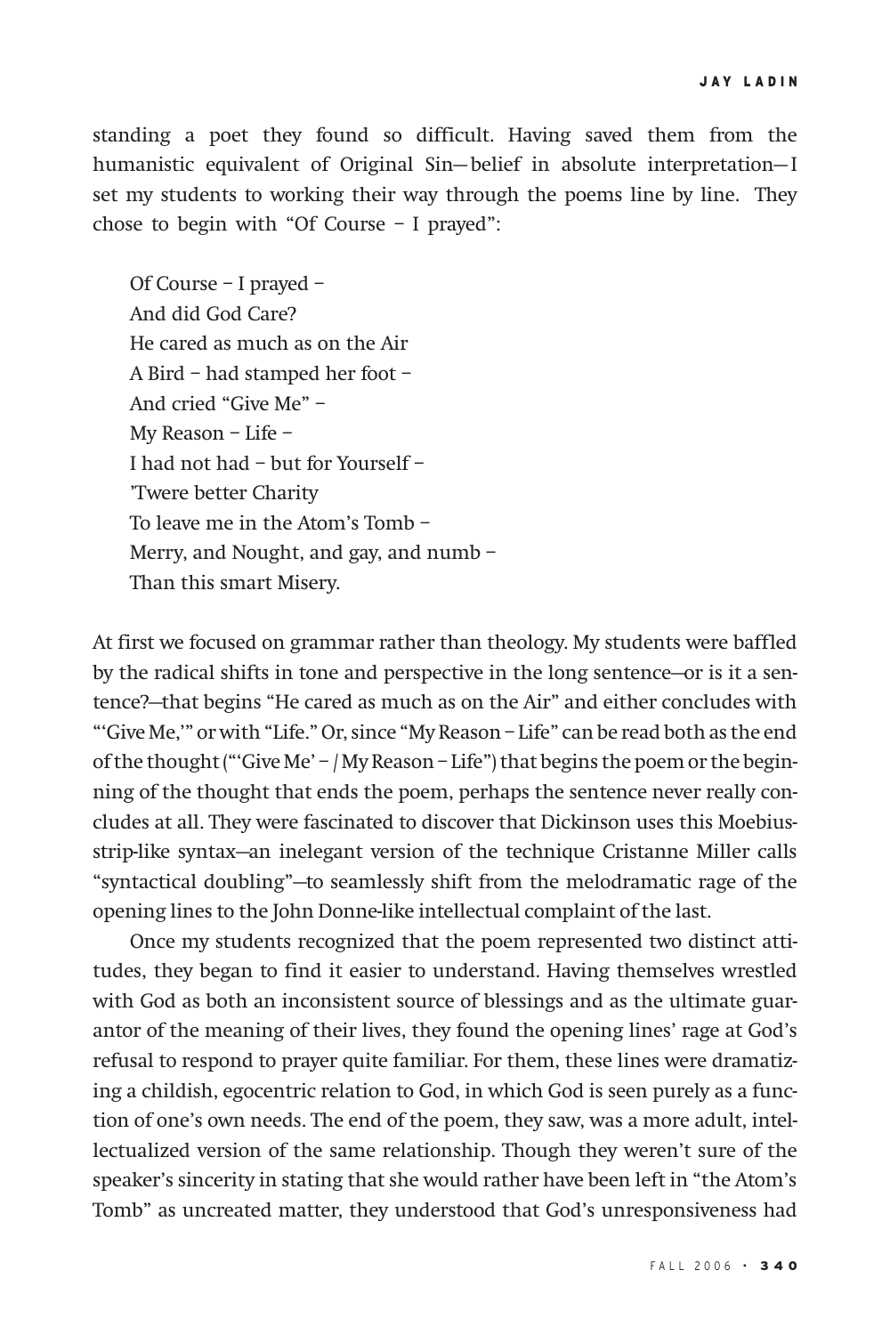standing a poet they found so difficult. Having saved them from the humanistic equivalent of Original Sin—belief in absolute interpretation—I set my students to working their way through the poems line by line. They chose to begin with "Of Course – I prayed":

> Of Course – I prayed –  
> And did God Care?  
> He cared as much as on the Air  
> A Bird – had stamped her foot –  
> And cried "Give Me" –  
> My Reason – Life –  
> I had not had – but for Yourself –  
> 'Twere better Charity  
> To leave me in the Atom's Tomb –  
> Merry, and Nought, and gay, and numb –  
> Than this smart Misery.

At first we focused on grammar rather than theology. My students were baffled by the radical shifts in tone and perspective in the long sentence—or is it a sentence?—that begins "He cared as much as on the Air" and either concludes with "'Give Me,'" or with "Life." Or, since "My Reason – Life" can be read both as the end of the thought ("'Give Me' – / My Reason – Life") that begins the poem or the beginning of the thought that ends the poem, perhaps the sentence never really concludes at all. They were fascinated to discover that Dickinson uses this Moebius-strip-like syntax—an inelegant version of the technique Cristanne Miller calls "syntactical doubling"—to seamlessly shift from the melodramatic rage of the opening lines to the John Donne-like intellectual complaint of the last.

Once my students recognized that the poem represented two distinct attitudes, they began to find it easier to understand. Having themselves wrestled with God as both an inconsistent source of blessings and as the ultimate guarantor of the meaning of their lives, they found the opening lines' rage at God's refusal to respond to prayer quite familiar. For them, these lines were dramatizing a childish, egocentric relation to God, in which God is seen purely as a function of one's own needs. The end of the poem, they saw, was a more adult, intellectualized version of the same relationship. Though they weren't sure of the speaker's sincerity in stating that she would rather have been left in "the Atom's Tomb" as uncreated matter, they understood that God's unresponsiveness had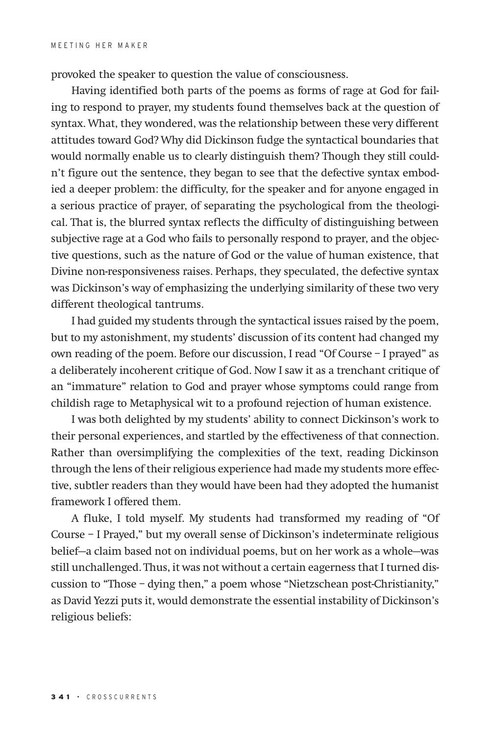provoked the speaker to question the value of consciousness.

Having identified both parts of the poems as forms of rage at God for failing to respond to prayer, my students found themselves back at the question of syntax. What, they wondered, was the relationship between these very different attitudes toward God? Why did Dickinson fudge the syntactical boundaries that would normally enable us to clearly distinguish them? Though they still couldn't figure out the sentence, they began to see that the defective syntax embodied a deeper problem: the difficulty, for the speaker and for anyone engaged in a serious practice of prayer, of separating the psychological from the theological. That is, the blurred syntax reflects the difficulty of distinguishing between subjective rage at a God who fails to personally respond to prayer, and the objective questions, such as the nature of God or the value of human existence, that Divine non-responsiveness raises. Perhaps, they speculated, the defective syntax was Dickinson's way of emphasizing the underlying similarity of these two very different theological tantrums.

I had guided my students through the syntactical issues raised by the poem, but to my astonishment, my students' discussion of its content had changed my own reading of the poem. Before our discussion, I read "Of Course – I prayed" as a deliberately incoherent critique of God. Now I saw it as a trenchant critique of an "immature" relation to God and prayer whose symptoms could range from childish rage to Metaphysical wit to a profound rejection of human existence.

I was both delighted by my students' ability to connect Dickinson's work to their personal experiences, and startled by the effectiveness of that connection. Rather than oversimplifying the complexities of the text, reading Dickinson through the lens of their religious experience had made my students more effective, subtler readers than they would have been had they adopted the humanist framework I offered them.

A fluke, I told myself. My students had transformed my reading of "Of Course – I Prayed," but my overall sense of Dickinson's indeterminate religious belief—a claim based not on individual poems, but on her work as a whole—was still unchallenged. Thus, it was not without a certain eagerness that I turned discussion to "Those – dying then," a poem whose "Nietzschean post-Christianity," as David Yezzi puts it, would demonstrate the essential instability of Dickinson's religious beliefs: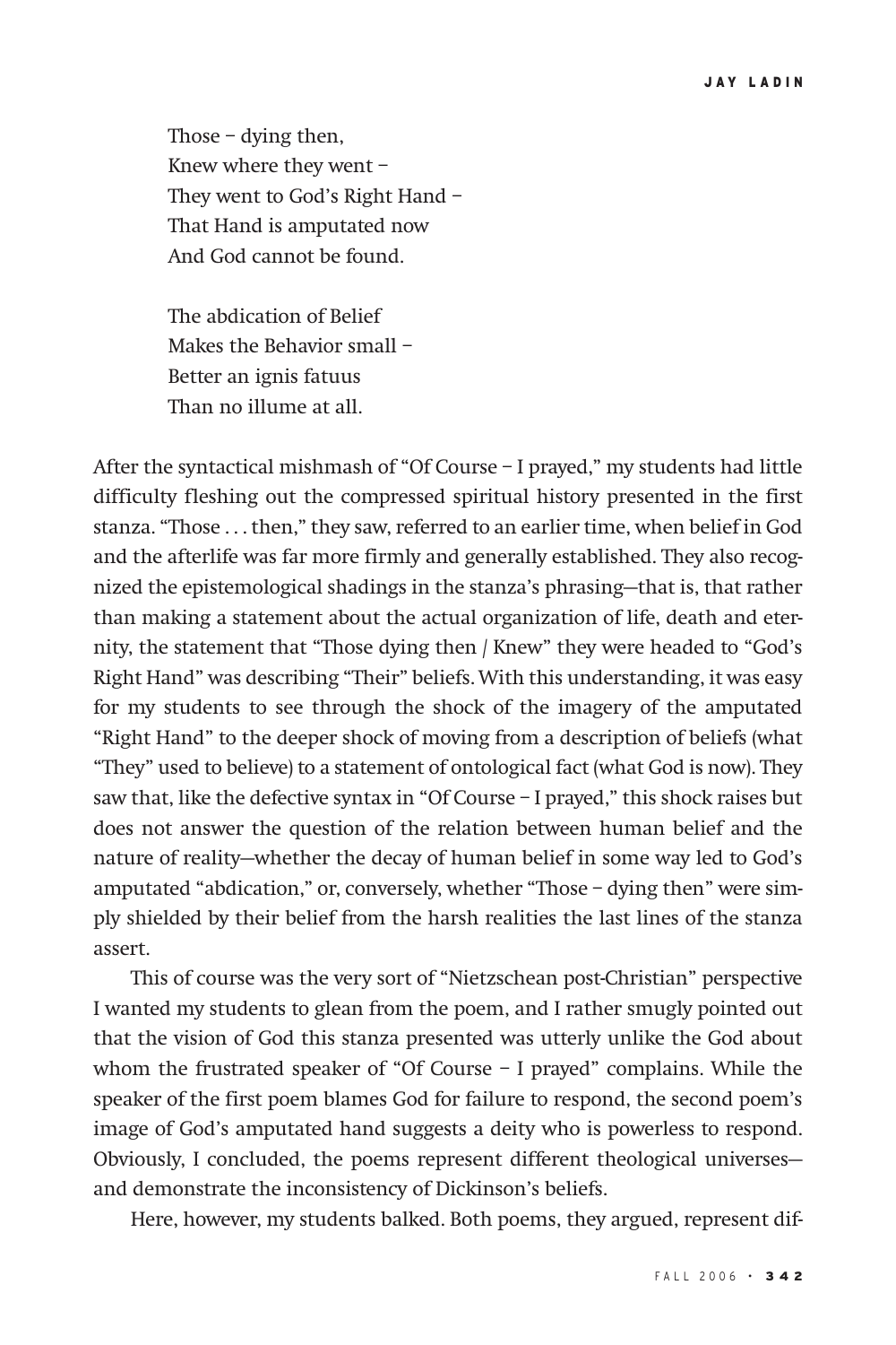> Those – dying then,  
> Knew where they went –  
> They went to God's Right Hand –  
> That Hand is amputated now  
> And God cannot be found.
>
> The abdication of Belief  
> Makes the Behavior small –  
> Better an ignis fatuus  
> Than no illume at all.

After the syntactical mishmash of "Of Course – I prayed," my students had little difficulty fleshing out the compressed spiritual history presented in the first stanza. "Those . . . then," they saw, referred to an earlier time, when belief in God and the afterlife was far more firmly and generally established. They also recognized the epistemological shadings in the stanza's phrasing—that is, that rather than making a statement about the actual organization of life, death and eternity, the statement that "Those dying then / Knew" they were headed to "God's Right Hand" was describing "Their" beliefs. With this understanding, it was easy for my students to see through the shock of the imagery of the amputated "Right Hand" to the deeper shock of moving from a description of beliefs (what "They" used to believe) to a statement of ontological fact (what God is now). They saw that, like the defective syntax in "Of Course – I prayed," this shock raises but does not answer the question of the relation between human belief and the nature of reality—whether the decay of human belief in some way led to God's amputated "abdication," or, conversely, whether "Those – dying then" were simply shielded by their belief from the harsh realities the last lines of the stanza assert.

This of course was the very sort of "Nietzschean post-Christian" perspective I wanted my students to glean from the poem, and I rather smugly pointed out that the vision of God this stanza presented was utterly unlike the God about whom the frustrated speaker of "Of Course – I prayed" complains. While the speaker of the first poem blames God for failure to respond, the second poem's image of God's amputated hand suggests a deity who is powerless to respond. Obviously, I concluded, the poems represent different theological universes—and demonstrate the inconsistency of Dickinson's beliefs.

Here, however, my students balked. Both poems, they argued, represent dif-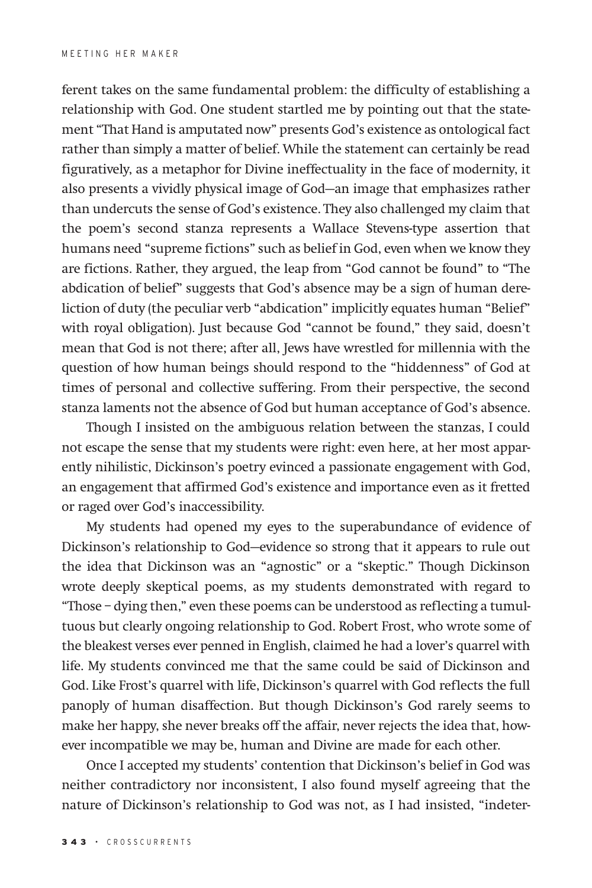ferent takes on the same fundamental problem: the difficulty of establishing a relationship with God. One student startled me by pointing out that the statement "That Hand is amputated now" presents God's existence as ontological fact rather than simply a matter of belief. While the statement can certainly be read figuratively, as a metaphor for Divine ineffectuality in the face of modernity, it also presents a vividly physical image of God—an image that emphasizes rather than undercuts the sense of God's existence. They also challenged my claim that the poem's second stanza represents a Wallace Stevens-type assertion that humans need "supreme fictions" such as belief in God, even when we know they are fictions. Rather, they argued, the leap from "God cannot be found" to "The abdication of belief" suggests that God's absence may be a sign of human dereliction of duty (the peculiar verb "abdication" implicitly equates human "Belief" with royal obligation). Just because God "cannot be found," they said, doesn't mean that God is not there; after all, Jews have wrestled for millennia with the question of how human beings should respond to the "hiddenness" of God at times of personal and collective suffering. From their perspective, the second stanza laments not the absence of God but human acceptance of God's absence.

Though I insisted on the ambiguous relation between the stanzas, I could not escape the sense that my students were right: even here, at her most apparently nihilistic, Dickinson's poetry evinced a passionate engagement with God, an engagement that affirmed God's existence and importance even as it fretted or raged over God's inaccessibility.

My students had opened my eyes to the superabundance of evidence of Dickinson's relationship to God—evidence so strong that it appears to rule out the idea that Dickinson was an "agnostic" or a "skeptic." Though Dickinson wrote deeply skeptical poems, as my students demonstrated with regard to "Those – dying then," even these poems can be understood as reflecting a tumultuous but clearly ongoing relationship to God. Robert Frost, who wrote some of the bleakest verses ever penned in English, claimed he had a lover's quarrel with life. My students convinced me that the same could be said of Dickinson and God. Like Frost's quarrel with life, Dickinson's quarrel with God reflects the full panoply of human disaffection. But though Dickinson's God rarely seems to make her happy, she never breaks off the affair, never rejects the idea that, however incompatible we may be, human and Divine are made for each other.

Once I accepted my students' contention that Dickinson's belief in God was neither contradictory nor inconsistent, I also found myself agreeing that the nature of Dickinson's relationship to God was not, as I had insisted, "indeter-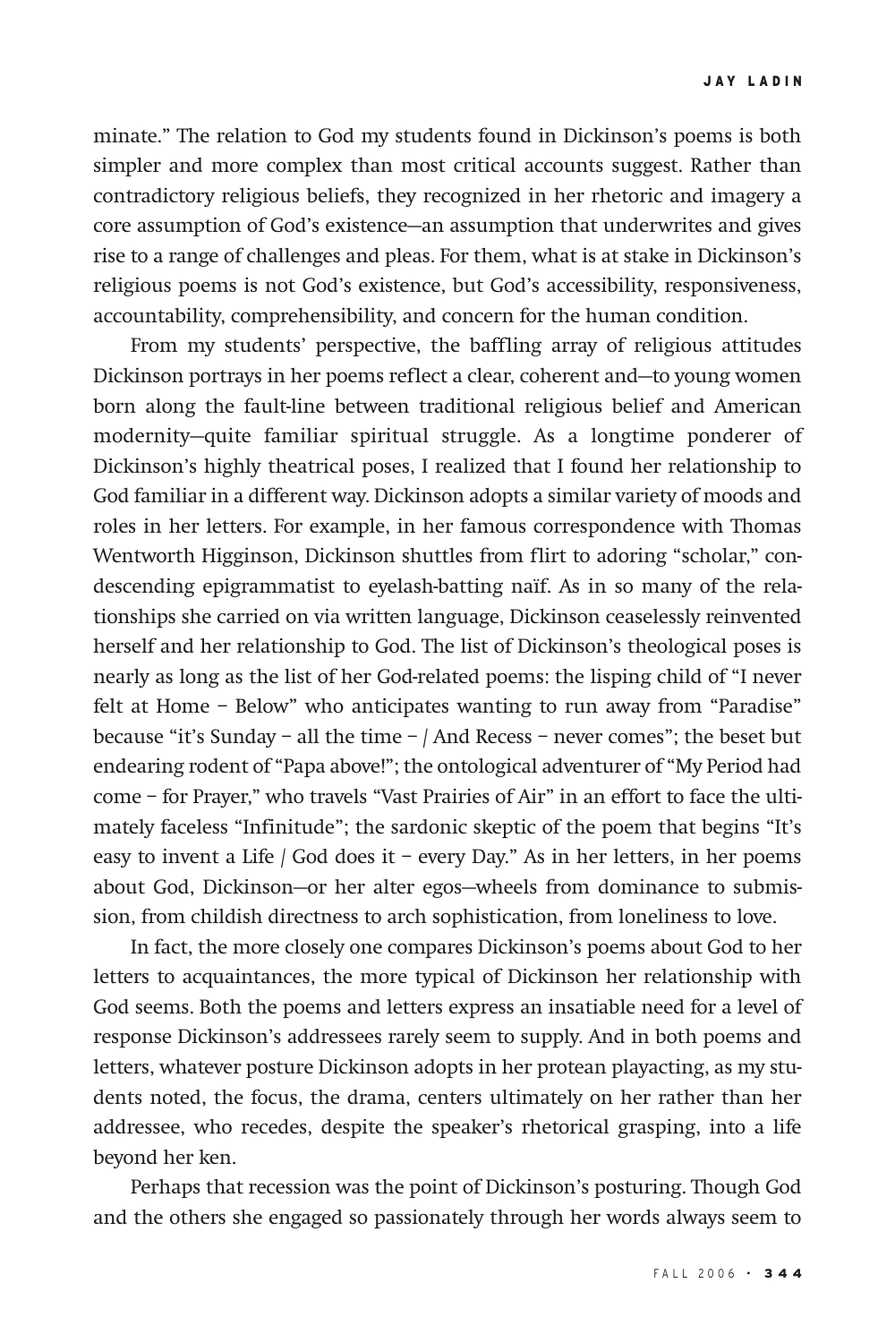minate." The relation to God my students found in Dickinson's poems is both simpler and more complex than most critical accounts suggest. Rather than contradictory religious beliefs, they recognized in her rhetoric and imagery a core assumption of God's existence—an assumption that underwrites and gives rise to a range of challenges and pleas. For them, what is at stake in Dickinson's religious poems is not God's existence, but God's accessibility, responsiveness, accountability, comprehensibility, and concern for the human condition.

From my students' perspective, the baffling array of religious attitudes Dickinson portrays in her poems reflect a clear, coherent and—to young women born along the fault-line between traditional religious belief and American modernity—quite familiar spiritual struggle. As a longtime ponderer of Dickinson's highly theatrical poses, I realized that I found her relationship to God familiar in a different way. Dickinson adopts a similar variety of moods and roles in her letters. For example, in her famous correspondence with Thomas Wentworth Higginson, Dickinson shuttles from flirt to adoring "scholar," condescending epigrammatist to eyelash-batting naïf. As in so many of the relationships she carried on via written language, Dickinson ceaselessly reinvented herself and her relationship to God. The list of Dickinson's theological poses is nearly as long as the list of her God-related poems: the lisping child of "I never felt at Home – Below" who anticipates wanting to run away from "Paradise" because "it's Sunday – all the time – / And Recess – never comes"; the beset but endearing rodent of "Papa above!"; the ontological adventurer of "My Period had come – for Prayer," who travels "Vast Prairies of Air" in an effort to face the ultimately faceless "Infinitude"; the sardonic skeptic of the poem that begins "It's easy to invent a Life / God does it – every Day." As in her letters, in her poems about God, Dickinson—or her alter egos—wheels from dominance to submission, from childish directness to arch sophistication, from loneliness to love.

In fact, the more closely one compares Dickinson's poems about God to her letters to acquaintances, the more typical of Dickinson her relationship with God seems. Both the poems and letters express an insatiable need for a level of response Dickinson's addressees rarely seem to supply. And in both poems and letters, whatever posture Dickinson adopts in her protean playacting, as my students noted, the focus, the drama, centers ultimately on her rather than her addressee, who recedes, despite the speaker's rhetorical grasping, into a life beyond her ken.

Perhaps that recession was the point of Dickinson's posturing. Though God and the others she engaged so passionately through her words always seem to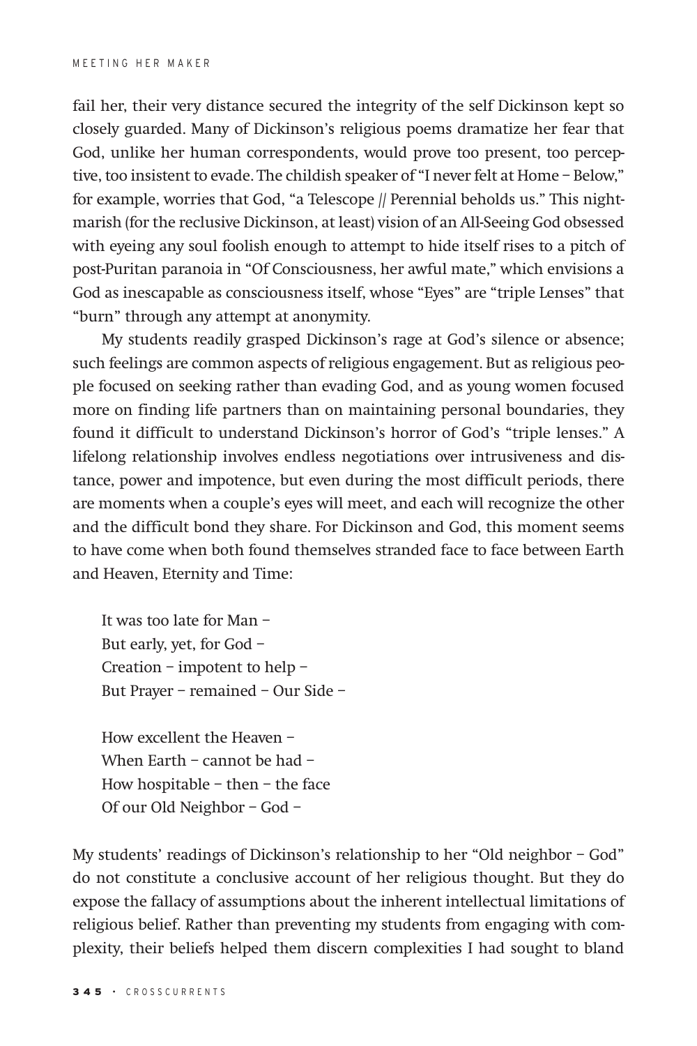fail her, their very distance secured the integrity of the self Dickinson kept so closely guarded. Many of Dickinson's religious poems dramatize her fear that God, unlike her human correspondents, would prove too present, too perceptive, too insistent to evade. The childish speaker of "I never felt at Home – Below," for example, worries that God, "a Telescope // Perennial beholds us." This nightmarish (for the reclusive Dickinson, at least) vision of an All-Seeing God obsessed with eyeing any soul foolish enough to attempt to hide itself rises to a pitch of post-Puritan paranoia in "Of Consciousness, her awful mate," which envisions a God as inescapable as consciousness itself, whose "Eyes" are "triple Lenses" that "burn" through any attempt at anonymity.

My students readily grasped Dickinson's rage at God's silence or absence; such feelings are common aspects of religious engagement. But as religious people focused on seeking rather than evading God, and as young women focused more on finding life partners than on maintaining personal boundaries, they found it difficult to understand Dickinson's horror of God's "triple lenses." A lifelong relationship involves endless negotiations over intrusiveness and distance, power and impotence, but even during the most difficult periods, there are moments when a couple's eyes will meet, and each will recognize the other and the difficult bond they share. For Dickinson and God, this moment seems to have come when both found themselves stranded face to face between Earth and Heaven, Eternity and Time:

> It was too late for Man –
> But early, yet, for God –
> Creation – impotent to help –
> But Prayer – remained – Our Side –
>
> How excellent the Heaven –
> When Earth – cannot be had –
> How hospitable – then – the face
> Of our Old Neighbor – God –

My students' readings of Dickinson's relationship to her "Old neighbor – God" do not constitute a conclusive account of her religious thought. But they do expose the fallacy of assumptions about the inherent intellectual limitations of religious belief. Rather than preventing my students from engaging with complexity, their beliefs helped them discern complexities I had sought to bland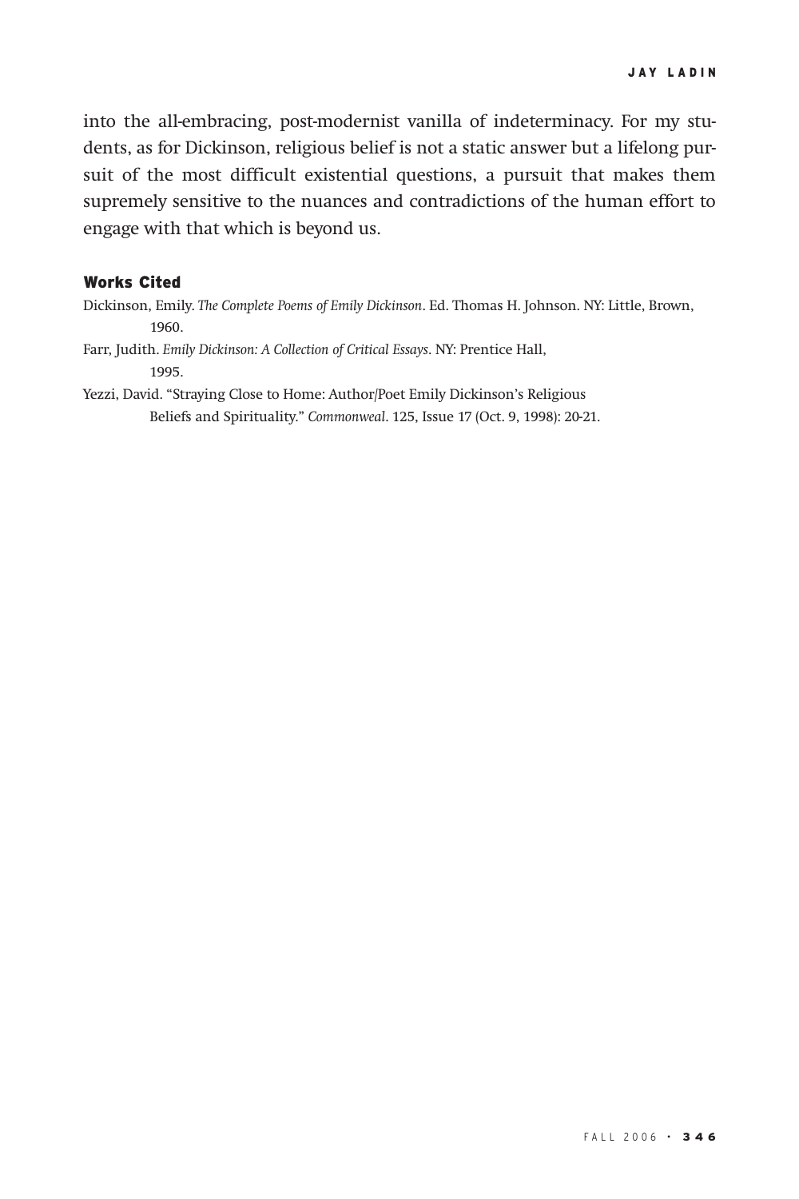into the all-embracing, post-modernist vanilla of indeterminacy. For my students, as for Dickinson, religious belief is not a static answer but a lifelong pursuit of the most difficult existential questions, a pursuit that makes them supremely sensitive to the nuances and contradictions of the human effort to engage with that which is beyond us.

### Works Cited

Dickinson, Emily. *The Complete Poems of Emily Dickinson*. Ed. Thomas H. Johnson. NY: Little, Brown, 1960.

Farr, Judith. *Emily Dickinson: A Collection of Critical Essays*. NY: Prentice Hall, 1995.

Yezzi, David. "Straying Close to Home: Author/Poet Emily Dickinson's Religious Beliefs and Spirituality." *Commonweal*. 125, Issue 17 (Oct. 9, 1998): 20-21.